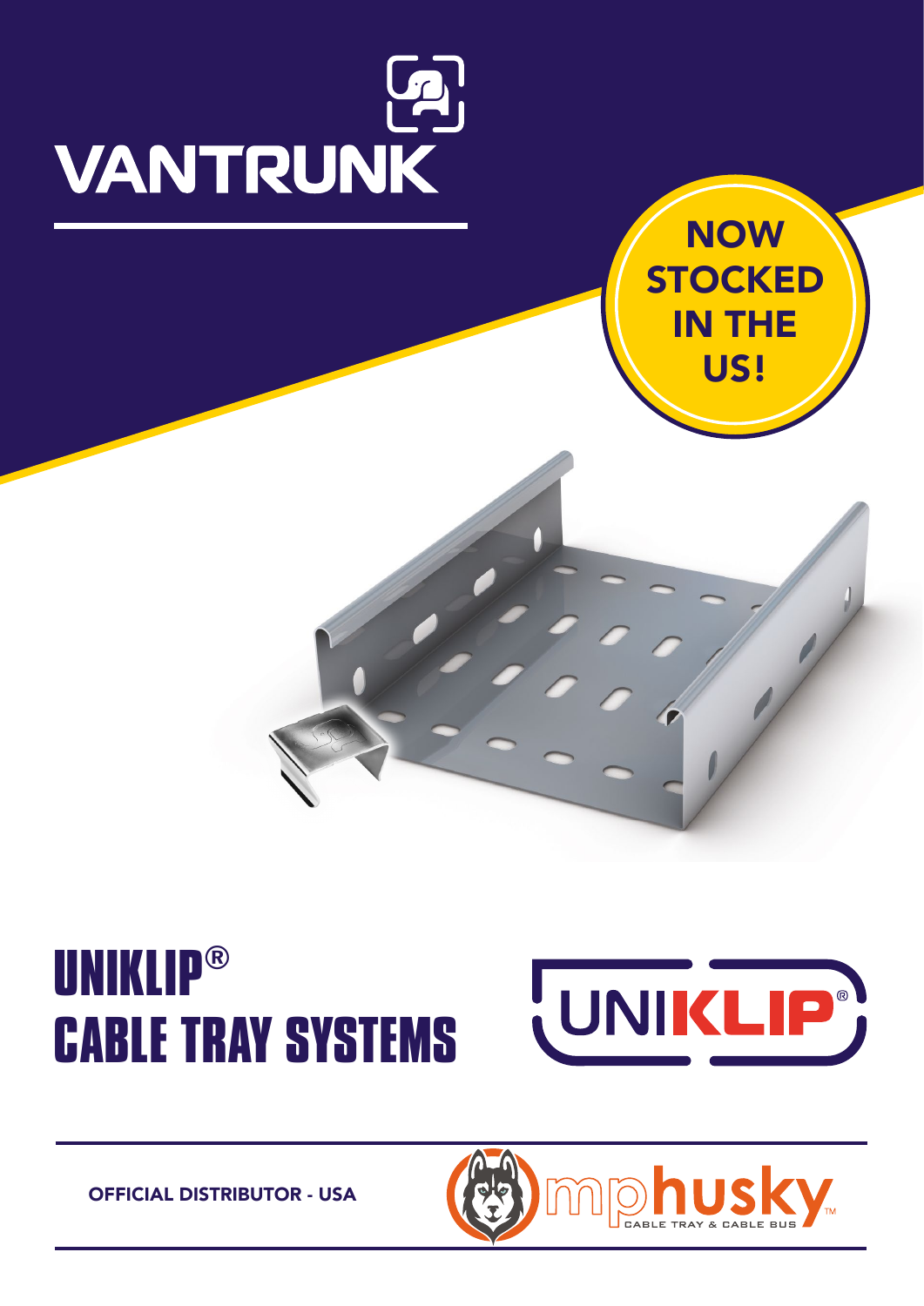# VANTRUNK

NOW STOCKED IN THE US!

# UNIKLIP® CABLE TRAY SYSTEMS

UNIKLIP®

OFFICIAL DISTRIBUTOR - USA

mphusky™ CABLE TRAY & CABLE BUS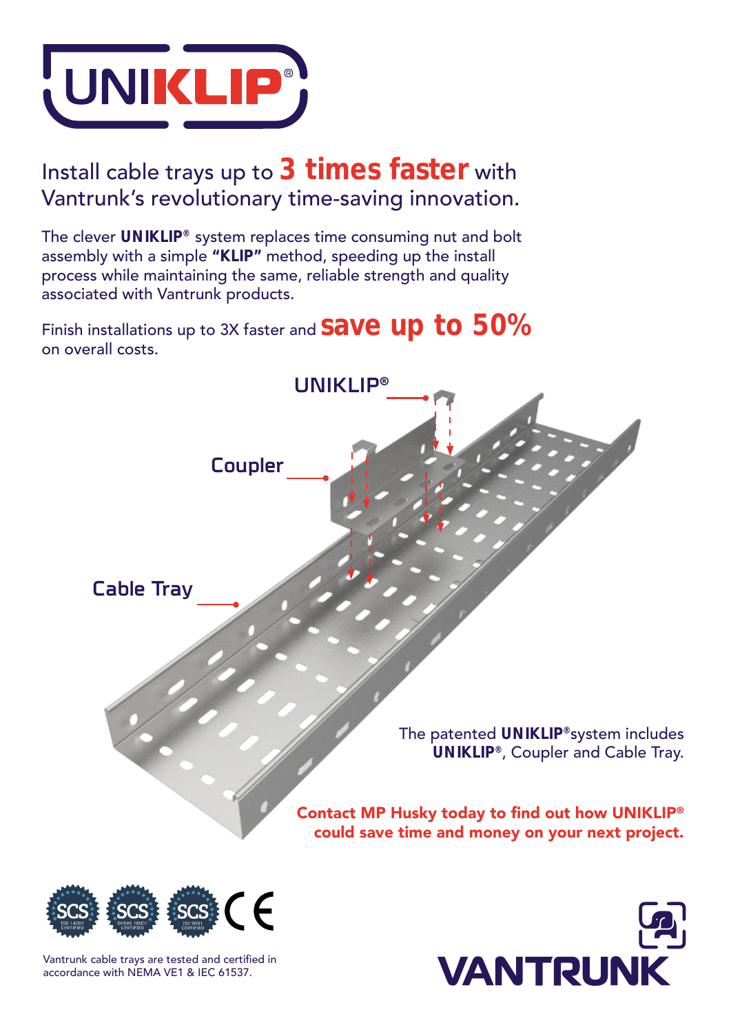# UNIKLIP®

## Install cable trays up to **3 times faster** with Vantrunk's revolutionary time-saving innovation.

The clever **UNIKLIP®** system replaces time consuming nut and bolt assembly with a simple **"KLIP"** method, speeding up the install process while maintaining the same, reliable strength and quality associated with Vantrunk products.

Finish installations up to 3X faster and **save up to 50%** on overall costs.

UNIKLIP®

Coupler

Cable Tray

The patented **UNIKLIP®** system includes **UNIKLIP®**, Coupler and Cable Tray.

**Contact MP Husky today to find out how UNIKLIP® could save time and money on your next project.**

SCS ISO 14001 CERTIFIED | SCS OHSAS 18001 CERTIFIED | SCS ISO 9001 CERTIFIED | CE

Vantrunk cable trays are tested and certified in accordance with NEMA VE1 & IEC 61537.

VANTRUNK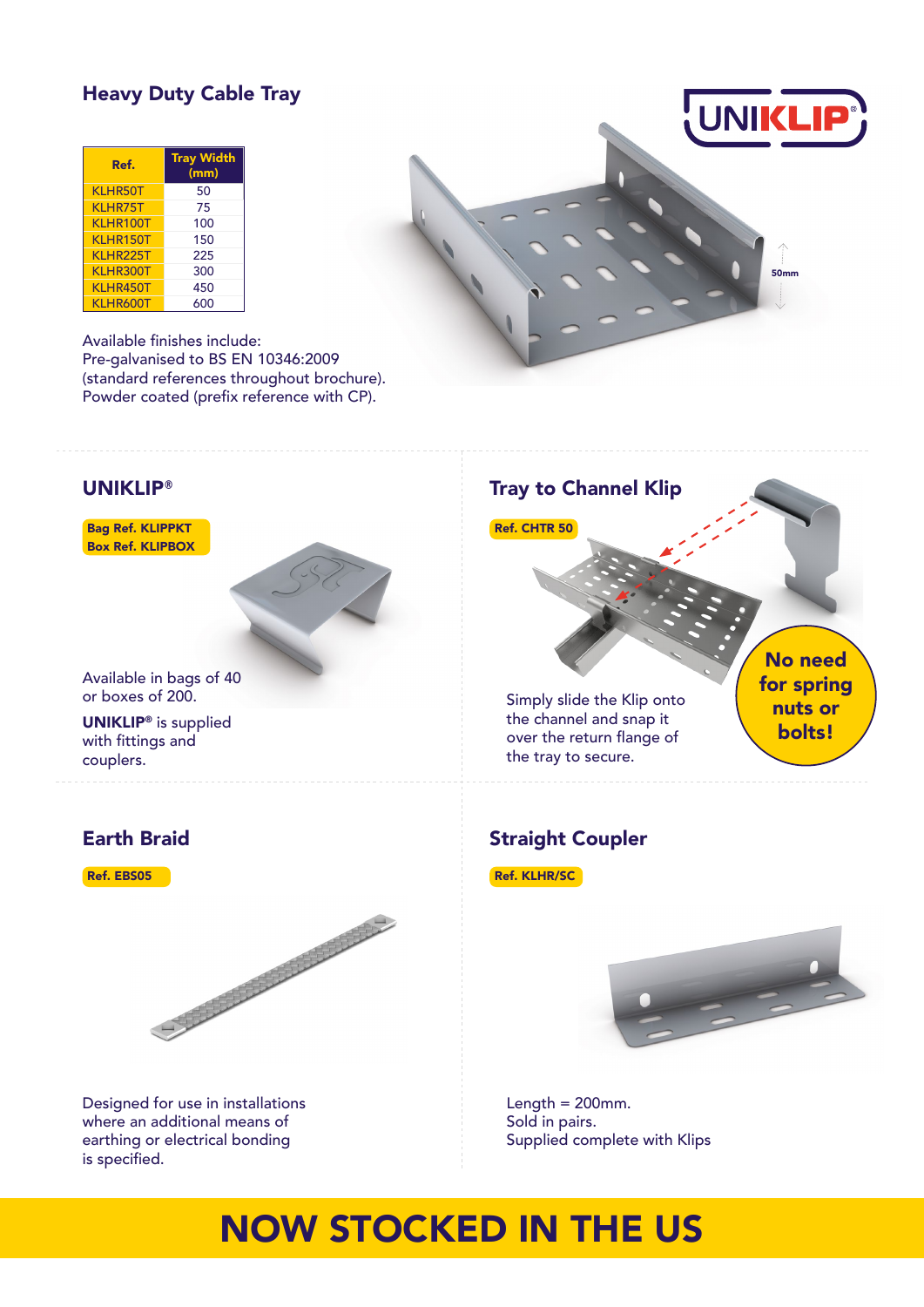## Heavy Duty Cable Tray

| Ref. | Tray Width (mm) |
|---|---|
| KLHR50T | 50 |
| KLHR75T | 75 |
| KLHR100T | 100 |
| KLHR150T | 150 |
| KLHR225T | 225 |
| KLHR300T | 300 |
| KLHR450T | 450 |
| KLHR600T | 600 |

Available finishes include:
Pre-galvanised to BS EN 10346:2009 (standard references throughout brochure).
Powder coated (prefix reference with CP).

50mm

## UNIKLIP®

**Bag Ref. KLIPPKT**
**Box Ref. KLIPBOX**

Available in bags of 40 or boxes of 200.

**UNIKLIP®** is supplied with fittings and couplers.

## Tray to Channel Klip

**Ref. CHTR 50**

Simply slide the Klip onto the channel and snap it over the return flange of the tray to secure.

**No need for spring nuts or bolts!**

## Earth Braid

**Ref. EBS05**

Designed for use in installations where an additional means of earthing or electrical bonding is specified.

## Straight Coupler

**Ref. KLHR/SC**

Length = 200mm.
Sold in pairs.
Supplied complete with Klips

# NOW STOCKED IN THE US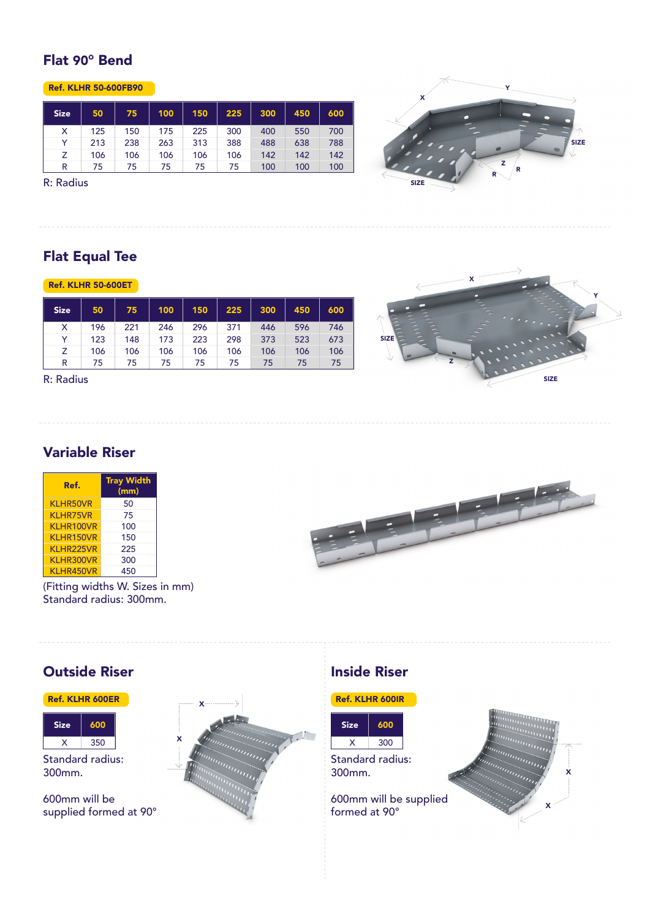## Flat 90° Bend

**Ref. KLHR 50-600FB90**

| Size | 50 | 75 | 100 | 150 | 225 | 300 | 450 | 600 |
|---|---|---|---|---|---|---|---|---|
| X | 125 | 150 | 175 | 225 | 300 | 400 | 550 | 700 |
| Y | 213 | 238 | 263 | 313 | 388 | 488 | 638 | 788 |
| Z | 106 | 106 | 106 | 106 | 106 | 142 | 142 | 142 |
| R | 75 | 75 | 75 | 75 | 75 | 100 | 100 | 100 |

R: Radius

## Flat Equal Tee

**Ref. KLHR 50-600ET**

| Size | 50 | 75 | 100 | 150 | 225 | 300 | 450 | 600 |
|---|---|---|---|---|---|---|---|---|
| X | 196 | 221 | 246 | 296 | 371 | 446 | 596 | 746 |
| Y | 123 | 148 | 173 | 223 | 298 | 373 | 523 | 673 |
| Z | 106 | 106 | 106 | 106 | 106 | 106 | 106 | 106 |
| R | 75 | 75 | 75 | 75 | 75 | 75 | 75 | 75 |

R: Radius

## Variable Riser

| Ref. | Tray Width (mm) |
|---|---|
| KLHR50VR | 50 |
| KLHR75VR | 75 |
| KLHR100VR | 100 |
| KLHR150VR | 150 |
| KLHR225VR | 225 |
| KLHR300VR | 300 |
| KLHR450VR | 450 |

(Fitting widths W. Sizes in mm)
Standard radius: 300mm.

## Outside Riser

**Ref. KLHR 600ER**

| Size | 600 |
|---|---|
| X | 350 |

Standard radius: 300mm.

600mm will be supplied formed at 90°

## Inside Riser

**Ref. KLHR 600IR**

| Size | 600 |
|---|---|
| X | 300 |

Standard radius: 300mm.

600mm will be supplied formed at 90°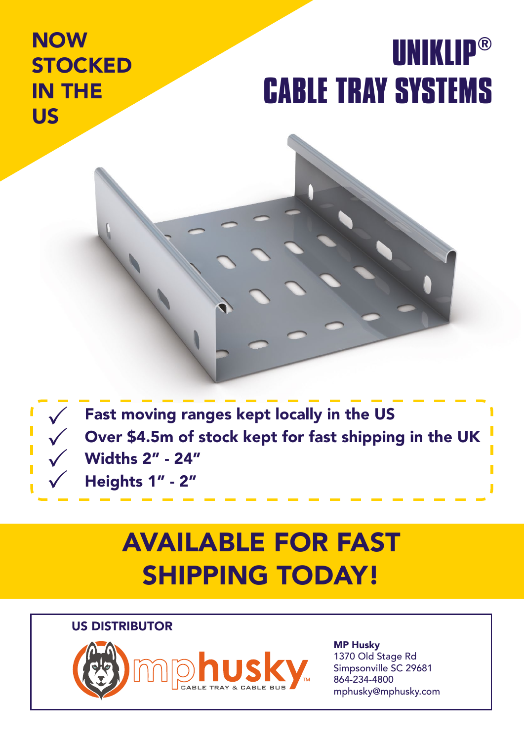NOW STOCKED IN THE US

# UNIKLIP® CABLE TRAY SYSTEMS

- ✓ Fast moving ranges kept locally in the US
- ✓ Over $4.5m of stock kept for fast shipping in the UK
- ✓ Widths 2" - 24"
- ✓ Heights 1" - 2"

## AVAILABLE FOR FAST SHIPPING TODAY!

US DISTRIBUTOR

mphusky™ CABLE TRAY & CABLE BUS

**MP Husky**
1370 Old Stage Rd
Simpsonville SC 29681
864-234-4800
mphusky@mphusky.com